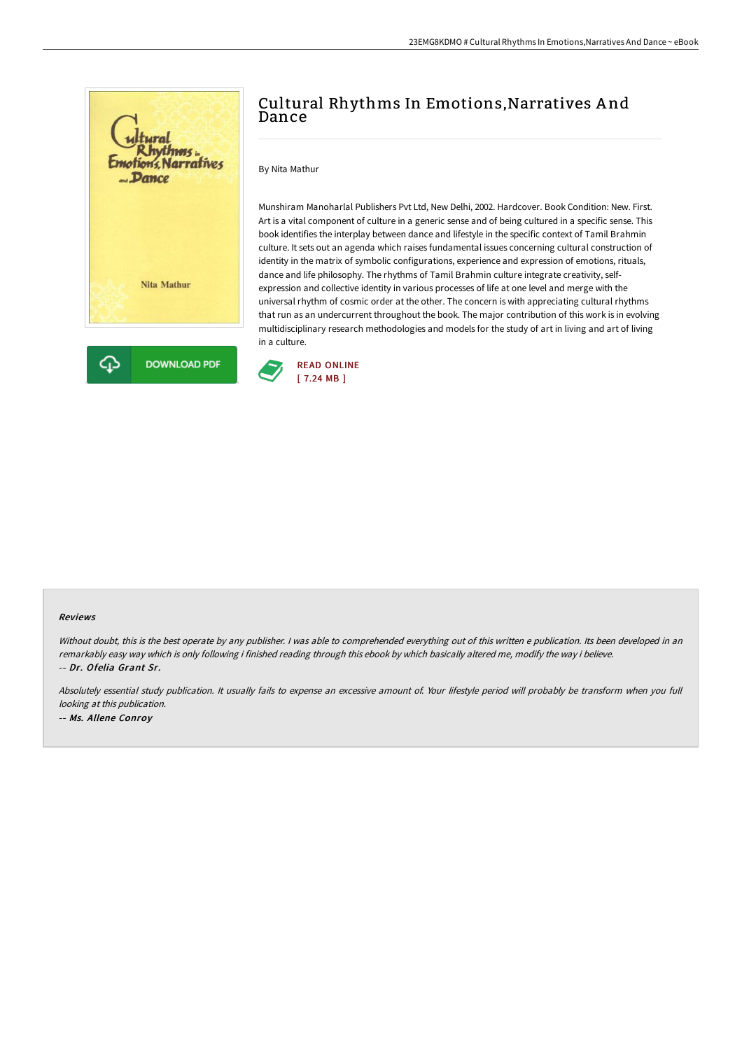# Cultural Rhythms In Emotions,Narratives And Dance

By Nita Mathur

Munshiram Manoharlal Publishers Pvt Ltd, New Delhi, 2002. Hardcover. Book Condition: New. First. Art is a vital component of culture in a generic sense and of being cultured in a specific sense. This book identifies the interplay between dance and lifestyle in the specific context of Tamil Brahmin culture. It sets out an agenda which raises fundamental issues concerning cultural construction of identity in the matrix of symbolic configurations, experience and expression of emotions, rituals, dance and life philosophy. The rhythms of Tamil Brahmin culture integrate creativity, self-expression and collective identity in various processes of life at one level and merge with the universal rhythm of cosmic order at the other. The concern is with appreciating cultural rhythms that run as an undercurrent throughout the book. The major contribution of this work is in evolving multidisciplinary research methodologies and models for the study of art in living and art of living in a culture.

DOWNLOAD PDF

READ ONLINE
[ 7.24 MB ]

## Reviews

*Without doubt, this is the best operate by any publisher. I was able to comprehended everything out of this written e publication. Its been developed in an remarkably easy way which is only following i finished reading through this ebook by which basically altered me, modify the way i believe.*
*-- Dr. Ofelia Grant Sr.*

*Absolutely essential study publication. It usually fails to expense an excessive amount of. Your lifestyle period will probably be transform when you full looking at this publication.*
*-- Ms. Allene Conroy*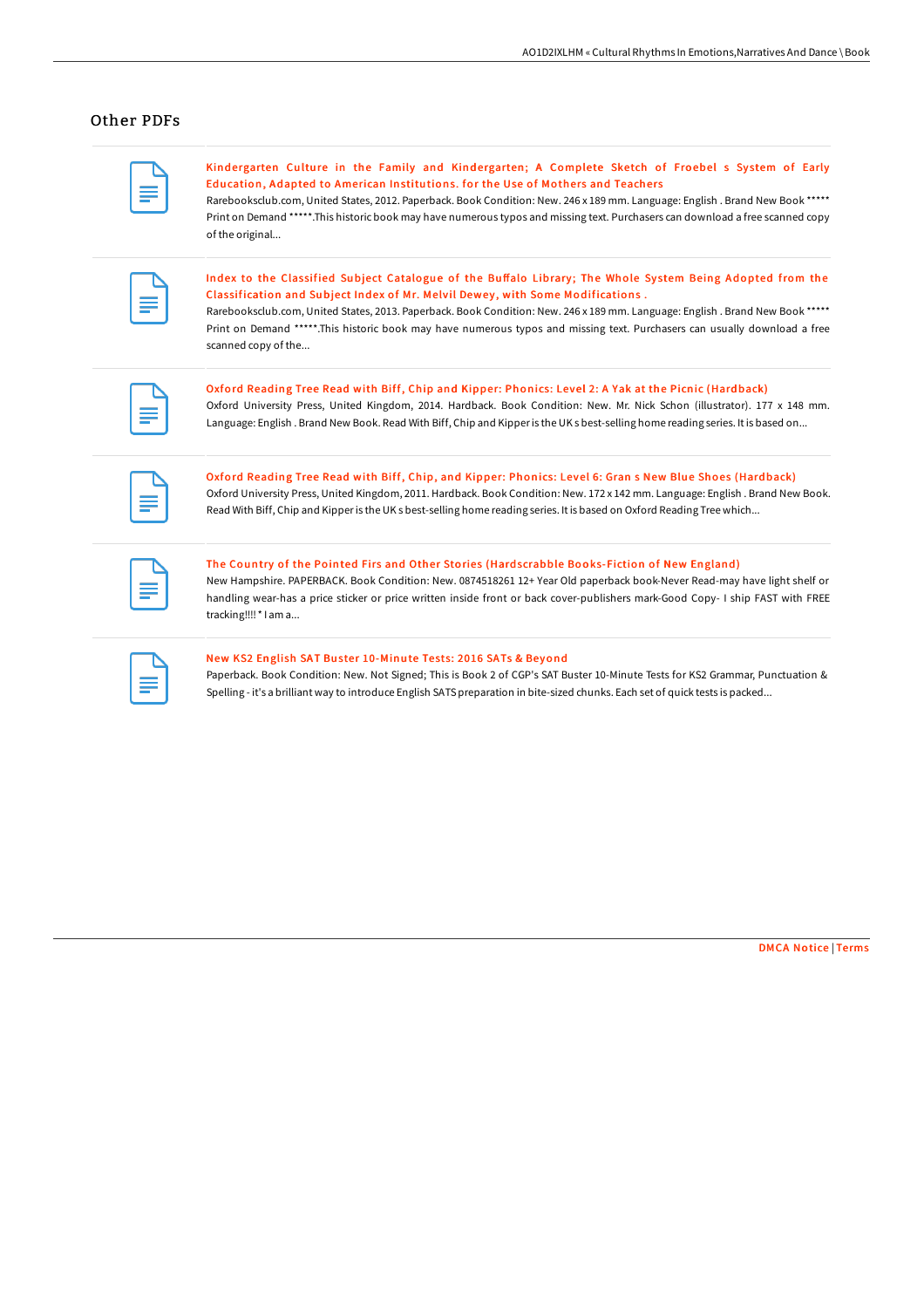## Other PDFs

**Kindergarten Culture in the Family and Kindergarten; A Complete Sketch of Froebel s System of Early Education, Adapted to American Institutions. for the Use of Mothers and Teachers**

Rarebooksclub.com, United States, 2012. Paperback. Book Condition: New. 246 x 189 mm. Language: English . Brand New Book ***** Print on Demand *****.This historic book may have numerous typos and missing text. Purchasers can download a free scanned copy of the original...

**Index to the Classified Subject Catalogue of the Buffalo Library; The Whole System Being Adopted from the Classification and Subject Index of Mr. Melvil Dewey, with Some Modifications .**

Rarebooksclub.com, United States, 2013. Paperback. Book Condition: New. 246 x 189 mm. Language: English . Brand New Book ***** Print on Demand *****.This historic book may have numerous typos and missing text. Purchasers can usually download a free scanned copy of the...

**Oxford Reading Tree Read with Biff, Chip and Kipper: Phonics: Level 2: A Yak at the Picnic (Hardback)**

Oxford University Press, United Kingdom, 2014. Hardback. Book Condition: New. Mr. Nick Schon (illustrator). 177 x 148 mm. Language: English . Brand New Book. Read With Biff, Chip and Kipper is the UK s best-selling home reading series. It is based on...

**Oxford Reading Tree Read with Biff, Chip, and Kipper: Phonics: Level 6: Gran s New Blue Shoes (Hardback)**

Oxford University Press, United Kingdom, 2011. Hardback. Book Condition: New. 172 x 142 mm. Language: English . Brand New Book. Read With Biff, Chip and Kipper is the UK s best-selling home reading series. It is based on Oxford Reading Tree which...

**The Country of the Pointed Firs and Other Stories (Hardscrabble Books-Fiction of New England)**

New Hampshire. PAPERBACK. Book Condition: New. 0874518261 12+ Year Old paperback book-Never Read-may have light shelf or handling wear-has a price sticker or price written inside front or back cover-publishers mark-Good Copy- I ship FAST with FREE tracking!!!! * I am a...

**New KS2 English SAT Buster 10-Minute Tests: 2016 SATs & Beyond**

Paperback. Book Condition: New. Not Signed; This is Book 2 of CGP's SAT Buster 10-Minute Tests for KS2 Grammar, Punctuation & Spelling - it's a brilliant way to introduce English SATS preparation in bite-sized chunks. Each set of quick tests is packed...